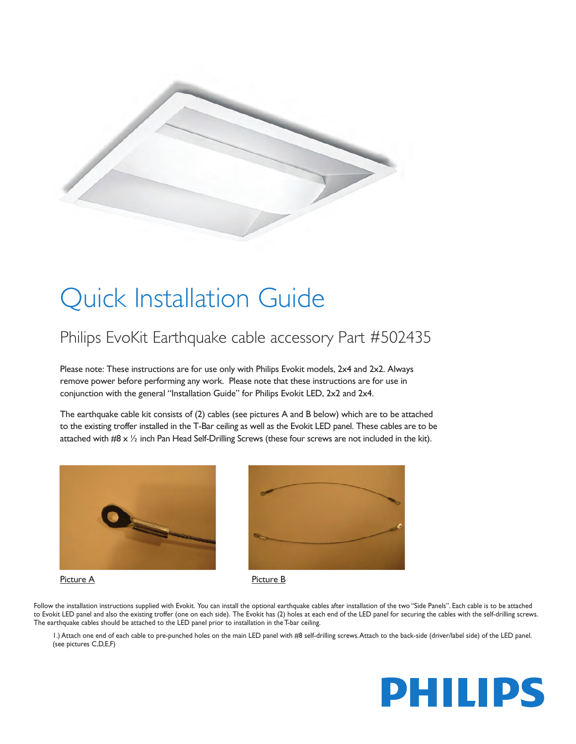# Quick Installation Guide

## Philips EvoKit Earthquake cable accessory Part #502435

Please note: These instructions are for use only with Philips Evokit models, 2x4 and 2x2. Always remove power before performing any work. Please note that these instructions are for use in conjunction with the general "Installation Guide" for Philips Evokit LED, 2x2 and 2x4.

The earthquake cable kit consists of (2) cables (see pictures A and B below) which are to be attached to the existing troffer installed in the T-Bar ceiling as well as the Evokit LED panel. These cables are to be attached with #8 x ½ inch Pan Head Self-Drilling Screws (these four screws are not included in the kit).

Picture A

Picture B

Follow the installation instructions supplied with Evokit. You can install the optional earthquake cables after installation of the two "Side Panels". Each cable is to be attached to Evokit LED panel and also the existing troffer (one on each side). The Evokit has (2) holes at each end of the LED panel for securing the cables with the self-drilling screws. The earthquake cables should be attached to the LED panel prior to installation in the T-bar ceiling.

1.) Attach one end of each cable to pre-punched holes on the main LED panel with #8 self-drilling screws. Attach to the back-side (driver/label side) of the LED panel. (see pictures C,D,E,F)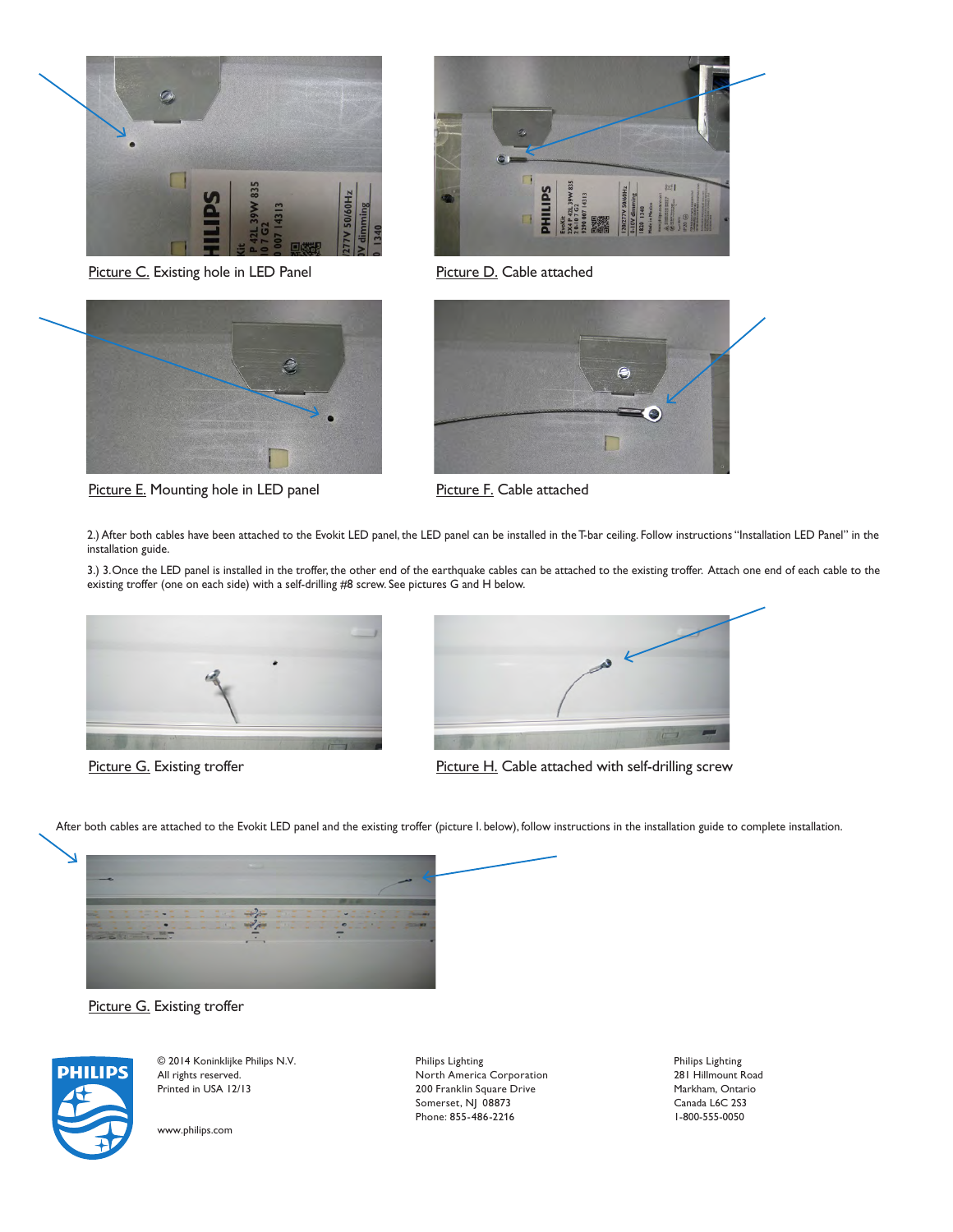Picture C. Existing hole in LED Panel

Picture D. Cable attached

Picture E. Mounting hole in LED panel

Picture F. Cable attached

2.) After both cables have been attached to the Evokit LED panel, the LED panel can be installed in the T-bar ceiling. Follow instructions "Installation LED Panel" in the installation guide.

3.) 3. Once the LED panel is installed in the troffer, the other end of the earthquake cables can be attached to the existing troffer. Attach one end of each cable to the existing troffer (one on each side) with a self-drilling #8 screw. See pictures G and H below.

Picture G. Existing troffer

Picture H. Cable attached with self-drilling screw

After both cables are attached to the Evokit LED panel and the existing troffer (picture I. below), follow instructions in the installation guide to complete installation.

Picture G. Existing troffer

© 2014 Koninklijke Philips N.V.
All rights reserved.
Printed in USA 12/13

www.philips.com

Philips Lighting
North America Corporation
200 Franklin Square Drive
Somerset, NJ 08873
Phone: 855-486-2216

Philips Lighting
281 Hillmount Road
Markham, Ontario
Canada L6C 2S3
1-800-555-0050